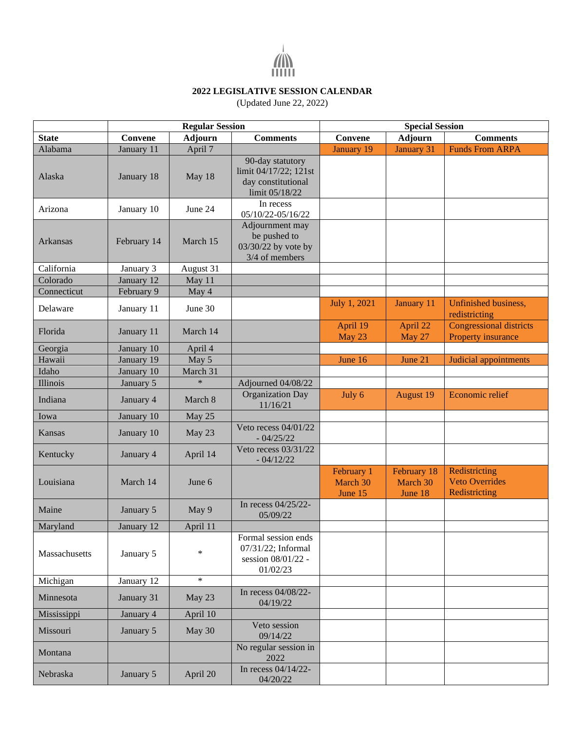**2022 LEGISLATIVE SESSION CALENDAR**

(Updated June 22, 2022)

| | Regular Session | | | Special Session | | |
|---|---|---|---|---|---|---|
| **State** | **Convene** | **Adjourn** | **Comments** | **Convene** | **Adjourn** | **Comments** |
| Alabama | January 11 | April 7 | | January 19 | January 31 | Funds From ARPA |
| Alaska | January 18 | May 18 | 90-day statutory limit 04/17/22; 121st day constitutional limit 05/18/22 | | | |
| Arizona | January 10 | June 24 | In recess 05/10/22-05/16/22 | | | |
| Arkansas | February 14 | March 15 | Adjournment may be pushed to 03/30/22 by vote by 3/4 of members | | | |
| California | January 3 | August 31 | | | | |
| Colorado | January 12 | May 11 | | | | |
| Connecticut | February 9 | May 4 | | | | |
| Delaware | January 11 | June 30 | | July 1, 2021 | January 11 | Unfinished business, redistricting |
| Florida | January 11 | March 14 | | April 19<br>May 23 | April 22<br>May 27 | Congressional districts<br>Property insurance |
| Georgia | January 10 | April 4 | | | | |
| Hawaii | January 19 | May 5 | | June 16 | June 21 | Judicial appointments |
| Idaho | January 10 | March 31 | | | | |
| Illinois | January 5 | * | Adjourned 04/08/22 | | | |
| Indiana | January 4 | March 8 | Organization Day 11/16/21 | July 6 | August 19 | Economic relief |
| Iowa | January 10 | May 25 | | | | |
| Kansas | January 10 | May 23 | Veto recess 04/01/22 - 04/25/22 | | | |
| Kentucky | January 4 | April 14 | Veto recess 03/31/22 - 04/12/22 | | | |
| Louisiana | March 14 | June 6 | | February 1<br>March 30<br>June 15 | February 18<br>March 30<br>June 18 | Redistricting<br>Veto Overrides<br>Redistricting |
| Maine | January 5 | May 9 | In recess 04/25/22-05/09/22 | | | |
| Maryland | January 12 | April 11 | | | | |
| Massachusetts | January 5 | * | Formal session ends 07/31/22; Informal session 08/01/22 - 01/02/23 | | | |
| Michigan | January 12 | * | | | | |
| Minnesota | January 31 | May 23 | In recess 04/08/22-04/19/22 | | | |
| Mississippi | January 4 | April 10 | | | | |
| Missouri | January 5 | May 30 | Veto session 09/14/22 | | | |
| Montana | | | No regular session in 2022 | | | |
| Nebraska | January 5 | April 20 | In recess 04/14/22-04/20/22 | | | |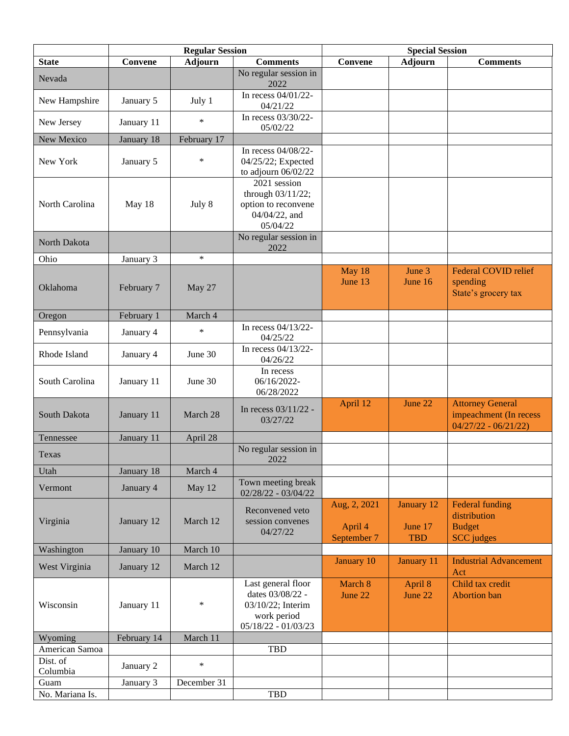| State | Regular Session | | | Special Session | | |
|---|---|---|---|---|---|---|
| | Convene | Adjourn | Comments | Convene | Adjourn | Comments |
| Nevada | | | No regular session in 2022 | | | |
| New Hampshire | January 5 | July 1 | In recess 04/01/22-04/21/22 | | | |
| New Jersey | January 11 | * | In recess 03/30/22-05/02/22 | | | |
| New Mexico | January 18 | February 17 | | | | |
| New York | January 5 | * | In recess 04/08/22-04/25/22; Expected to adjourn 06/02/22 | | | |
| North Carolina | May 18 | July 8 | 2021 session through 03/11/22; option to reconvene 04/04/22, and 05/04/22 | | | |
| North Dakota | | | No regular session in 2022 | | | |
| Ohio | January 3 | * | | | | |
| Oklahoma | February 7 | May 27 | | May 18<br>June 13 | June 3<br>June 16 | Federal COVID relief spending<br>State's grocery tax |
| Oregon | February 1 | March 4 | | | | |
| Pennsylvania | January 4 | * | In recess 04/13/22-04/25/22 | | | |
| Rhode Island | January 4 | June 30 | In recess 04/13/22-04/26/22 | | | |
| South Carolina | January 11 | June 30 | In recess 06/16/2022-06/28/2022 | | | |
| South Dakota | January 11 | March 28 | In recess 03/11/22 - 03/27/22 | April 12 | June 22 | Attorney General impeachment (In recess 04/27/22 - 06/21/22) |
| Tennessee | January 11 | April 28 | | | | |
| Texas | | | No regular session in 2022 | | | |
| Utah | January 18 | March 4 | | | | |
| Vermont | January 4 | May 12 | Town meeting break 02/28/22 - 03/04/22 | | | |
| Virginia | January 12 | March 12 | Reconvened veto session convenes 04/27/22 | Aug, 2, 2021<br>April 4<br>September 7 | January 12<br>June 17<br>TBD | Federal funding distribution<br>Budget<br>SCC judges |
| Washington | January 10 | March 10 | | | | |
| West Virginia | January 12 | March 12 | | January 10 | January 11 | Industrial Advancement Act |
| Wisconsin | January 11 | * | Last general floor dates 03/08/22 - 03/10/22; Interim work period 05/18/22 - 01/03/23 | March 8<br>June 22 | April 8<br>June 22 | Child tax credit<br>Abortion ban |
| Wyoming | February 14 | March 11 | | | | |
| American Samoa | | | TBD | | | |
| Dist. of Columbia | January 2 | * | | | | |
| Guam | January 3 | December 31 | | | | |
| No. Mariana Is. | | | TBD | | | |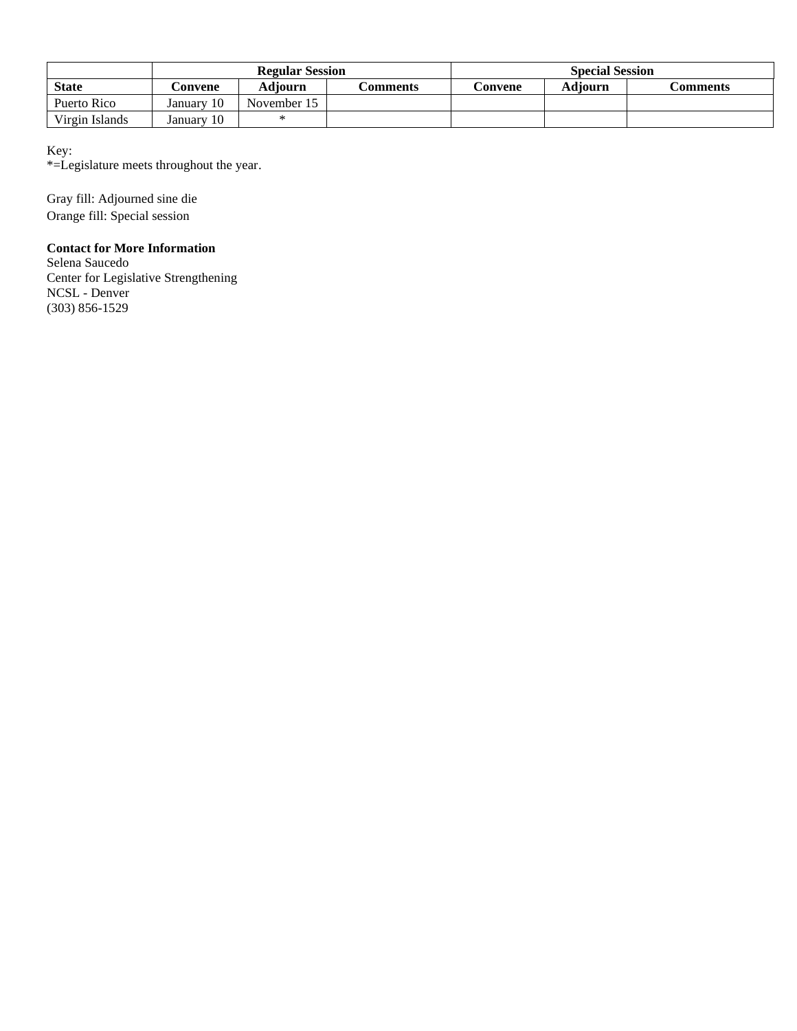| | Regular Session | | | Special Session | | |
|---|---|---|---|---|---|---|
| **State** | **Convene** | **Adjourn** | **Comments** | **Convene** | **Adjourn** | **Comments** |
| Puerto Rico | January 10 | November 15 | | | | |
| Virgin Islands | January 10 | * | | | | |

Key:
*=Legislature meets throughout the year.

Gray fill: Adjourned sine die
Orange fill: Special session

**Contact for More Information**
Selena Saucedo
Center for Legislative Strengthening
NCSL - Denver
(303) 856-1529